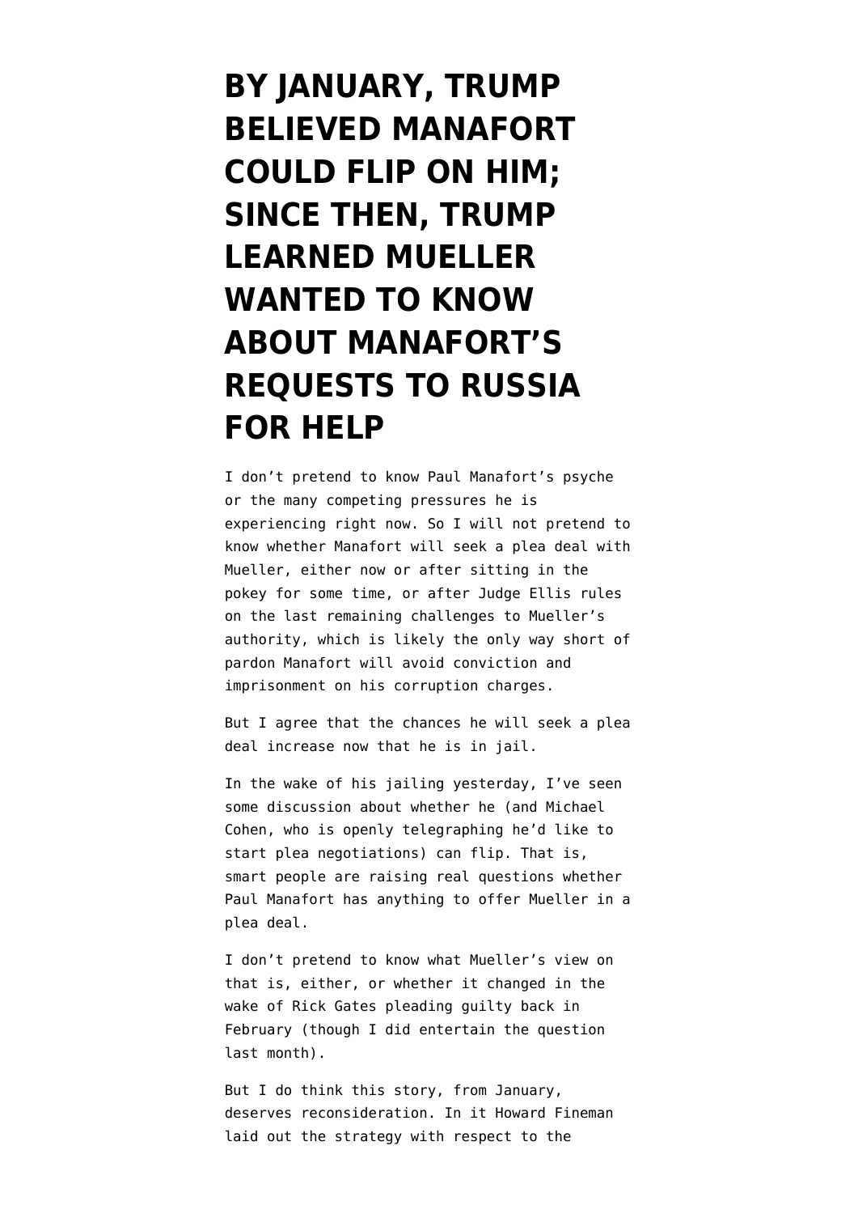# BY JANUARY, TRUMP BELIEVED MANAFORT COULD FLIP ON HIM; SINCE THEN, TRUMP LEARNED MUELLER WANTED TO KNOW ABOUT MANAFORT'S REQUESTS TO RUSSIA FOR HELP

I don't pretend to know Paul Manafort's psyche or the many competing pressures he is experiencing right now. So I will not pretend to know whether Manafort will seek a plea deal with Mueller, either now or after sitting in the pokey for some time, or after Judge Ellis rules on the last remaining challenges to Mueller's authority, which is likely the only way short of pardon Manafort will avoid conviction and imprisonment on his corruption charges.

But I agree that the chances he will seek a plea deal increase now that he is in jail.

In the wake of his jailing yesterday, I've seen some discussion about whether he (and Michael Cohen, who is openly telegraphing he'd like to start plea negotiations) can flip. That is, smart people are raising real questions whether Paul Manafort has anything to offer Mueller in a plea deal.

I don't pretend to know what Mueller's view on that is, either, or whether it changed in the wake of Rick Gates pleading guilty back in February (though I did entertain the question last month).

But I do think this story, from January, deserves reconsideration. In it Howard Fineman laid out the strategy with respect to the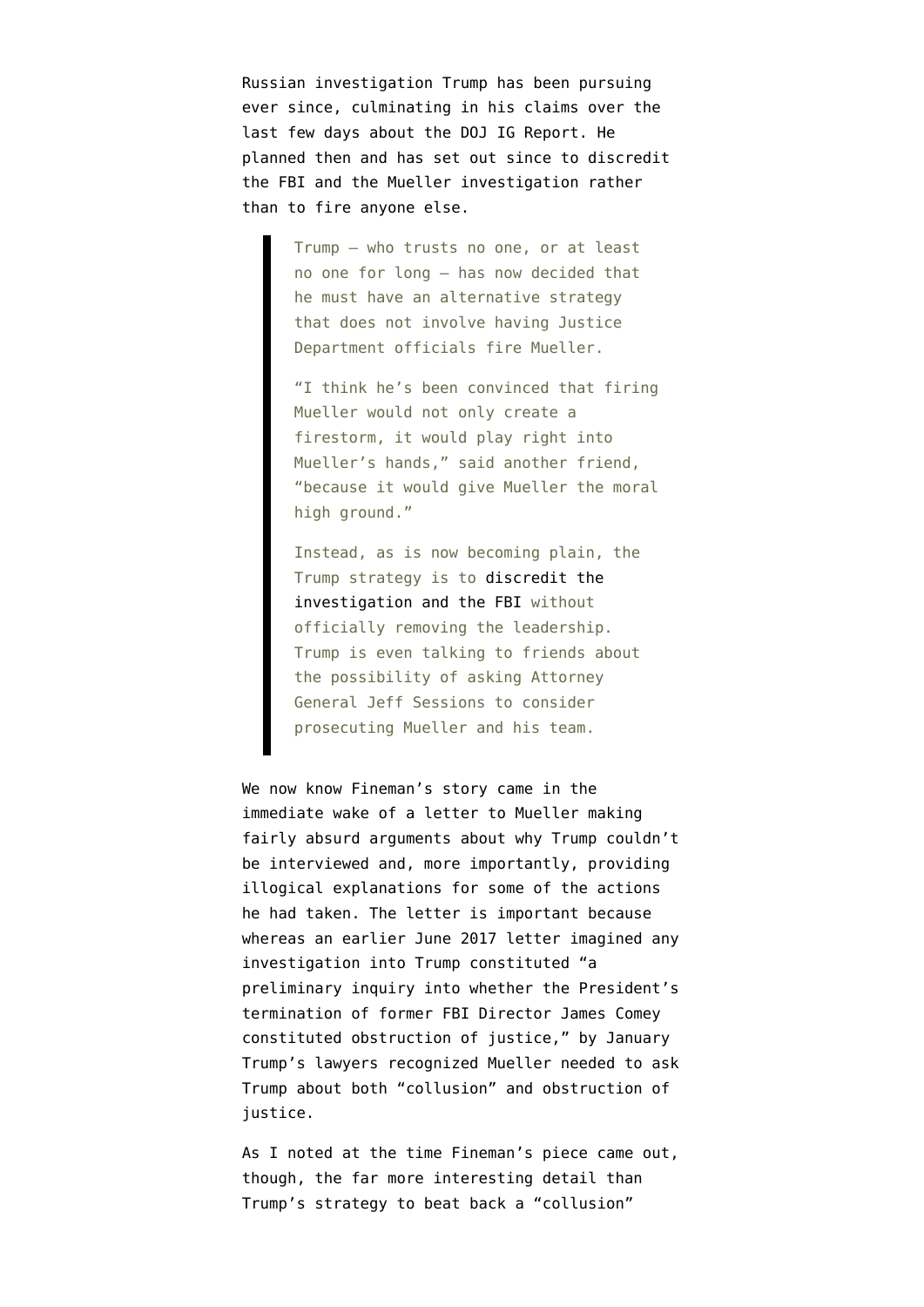Russian investigation Trump has been pursuing ever since, culminating in his claims over the last few days about the DOJ IG Report. He planned then and has set out since to discredit the FBI and the Mueller investigation rather than to fire anyone else.

> Trump — who trusts no one, or at least no one for long — has now decided that he must have an alternative strategy that does not involve having Justice Department officials fire Mueller.
>
> "I think he's been convinced that firing Mueller would not only create a firestorm, it would play right into Mueller's hands," said another friend, "because it would give Mueller the moral high ground."
>
> Instead, as is now becoming plain, the Trump strategy is to discredit the investigation and the FBI without officially removing the leadership. Trump is even talking to friends about the possibility of asking Attorney General Jeff Sessions to consider prosecuting Mueller and his team.

We now know Fineman's story came in the immediate wake of a letter to Mueller making fairly absurd arguments about why Trump couldn't be interviewed and, more importantly, providing illogical explanations for some of the actions he had taken. The letter is important because whereas an earlier June 2017 letter imagined any investigation into Trump constituted "a preliminary inquiry into whether the President's termination of former FBI Director James Comey constituted obstruction of justice," by January Trump's lawyers recognized Mueller needed to ask Trump about both "collusion" and obstruction of justice.

As I noted at the time Fineman's piece came out, though, the far more interesting detail than Trump's strategy to beat back a "collusion"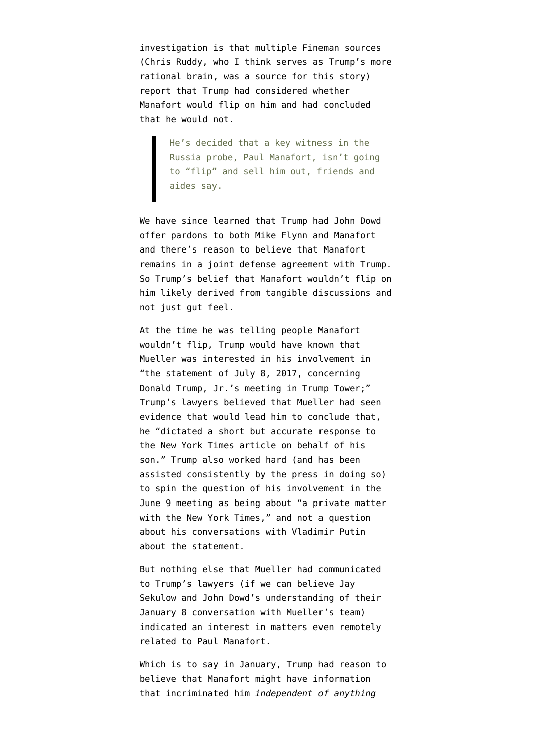investigation is that multiple Fineman sources (Chris Ruddy, who I think serves as Trump's more rational brain, was a source for this story) report that Trump had considered whether Manafort would flip on him and had concluded that he would not.

> He's decided that a key witness in the Russia probe, Paul Manafort, isn't going to "flip" and sell him out, friends and aides say.

We have since learned that Trump had John Dowd offer pardons to both Mike Flynn and Manafort and there's reason to believe that Manafort remains in a joint defense agreement with Trump. So Trump's belief that Manafort wouldn't flip on him likely derived from tangible discussions and not just gut feel.

At the time he was telling people Manafort wouldn't flip, Trump would have known that Mueller was interested in his involvement in "the statement of July 8, 2017, concerning Donald Trump, Jr.'s meeting in Trump Tower;" Trump's lawyers believed that Mueller had seen evidence that would lead him to conclude that, he "dictated a short but accurate response to the New York Times article on behalf of his son." Trump also worked hard (and has been assisted consistently by the press in doing so) to spin the question of his involvement in the June 9 meeting as being about "a private matter with the New York Times," and not a question about his conversations with Vladimir Putin about the statement.

But nothing else that Mueller had communicated to Trump's lawyers (if we can believe Jay Sekulow and John Dowd's understanding of their January 8 conversation with Mueller's team) indicated an interest in matters even remotely related to Paul Manafort.

Which is to say in January, Trump had reason to believe that Manafort might have information that incriminated him *independent of anything*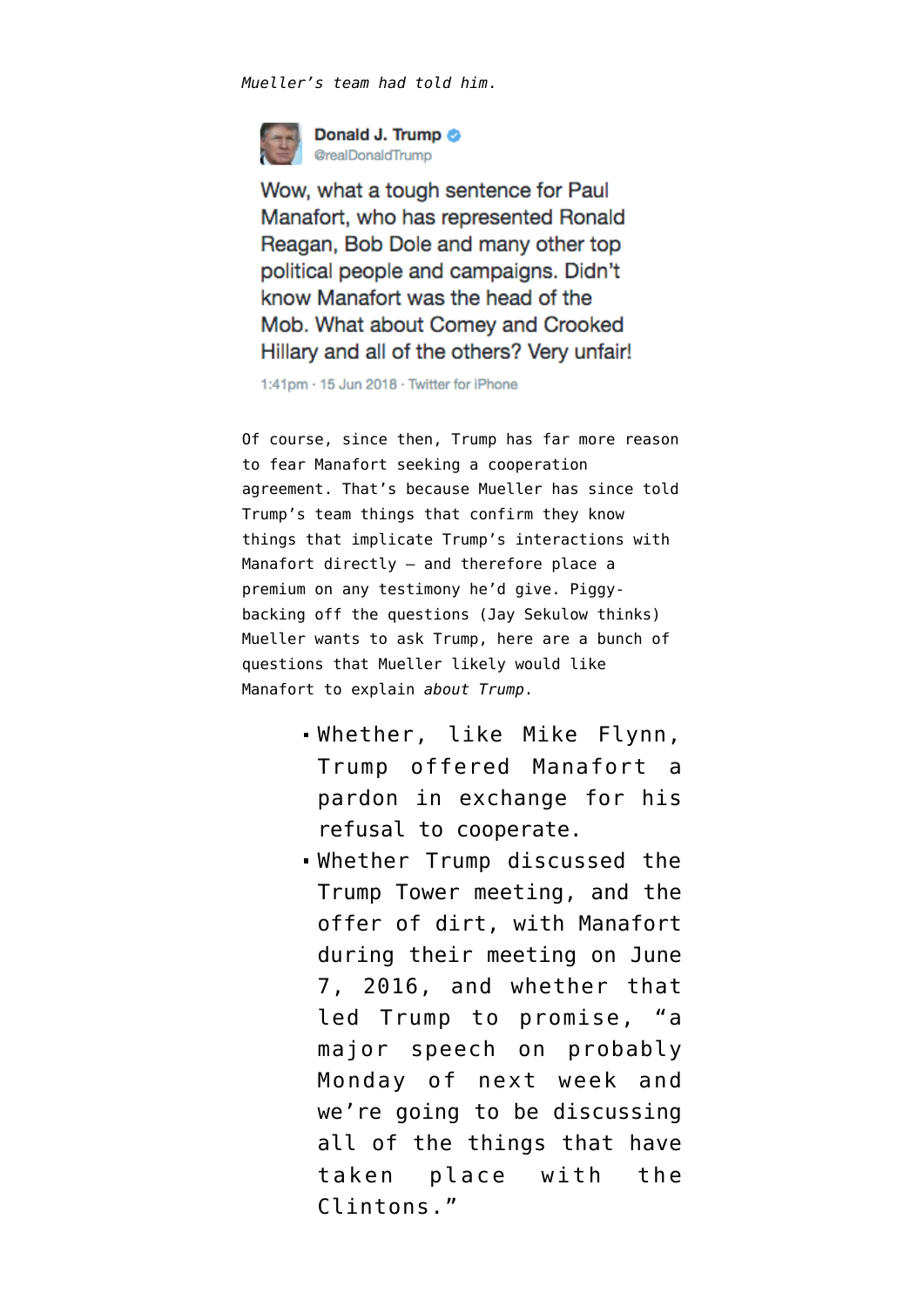*Mueller's team had told him.*

> **Donald J. Trump** @realDonaldTrump
>
> Wow, what a tough sentence for Paul Manafort, who has represented Ronald Reagan, Bob Dole and many other top political people and campaigns. Didn't know Manafort was the head of the Mob. What about Comey and Crooked Hillary and all of the others? Very unfair!
>
> 1:41pm · 15 Jun 2018 · Twitter for iPhone

Of course, since then, Trump has far more reason to fear Manafort seeking a cooperation agreement. That's because Mueller has since told Trump's team things that confirm they know things that implicate Trump's interactions with Manafort directly — and therefore place a premium on any testimony he'd give. Piggy-backing off the questions (Jay Sekulow thinks) Mueller wants to ask Trump, here are a bunch of questions that Mueller likely would like Manafort to explain *about Trump*.

- Whether, like Mike Flynn, Trump offered Manafort a pardon in exchange for his refusal to cooperate.
- Whether Trump discussed the Trump Tower meeting, and the offer of dirt, with Manafort during their meeting on June 7, 2016, and whether that led Trump to promise, "a major speech on probably Monday of next week and we're going to be discussing all of the things that have taken place with the Clintons."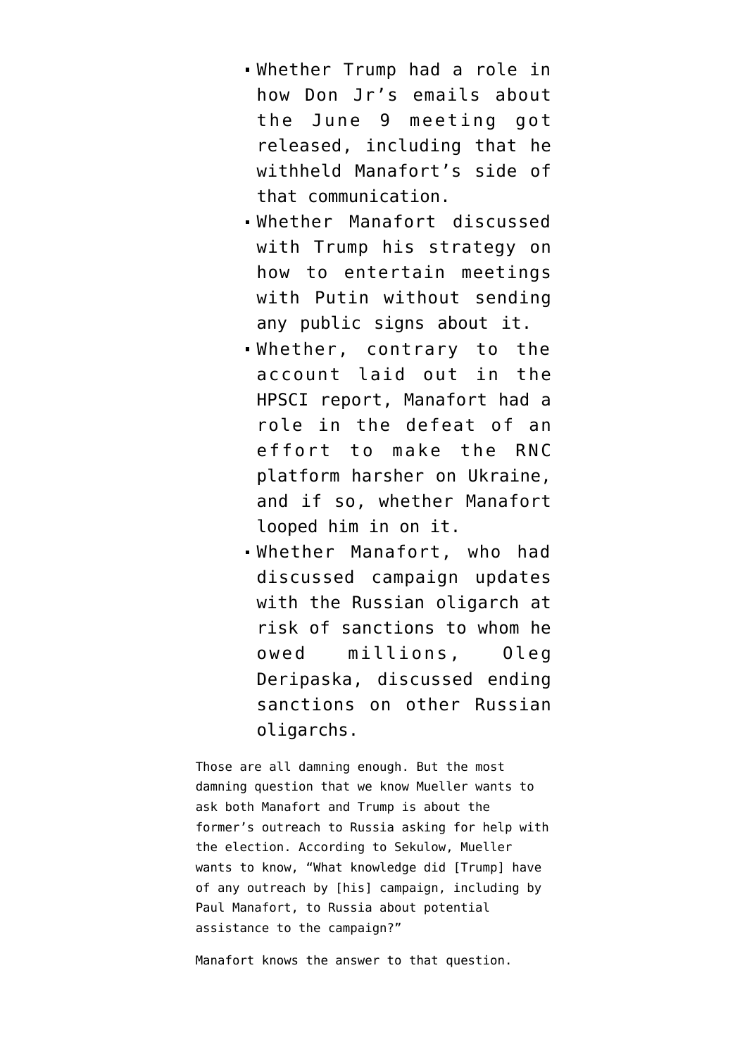- Whether Trump had a role in how Don Jr's emails about the June 9 meeting got released, including that he withheld Manafort's side of that communication.
- Whether Manafort discussed with Trump his strategy on how to entertain meetings with Putin without sending any public signs about it.
- Whether, contrary to the account laid out in the HPSCI report, Manafort had a role in the defeat of an effort to make the RNC platform harsher on Ukraine, and if so, whether Manafort looped him in on it.
- Whether Manafort, who had discussed campaign updates with the Russian oligarch at risk of sanctions to whom he owed millions, Oleg Deripaska, discussed ending sanctions on other Russian oligarchs.

Those are all damning enough. But the most damning question that we know Mueller wants to ask both Manafort and Trump is about the former's outreach to Russia asking for help with the election. According to Sekulow, Mueller wants to know, "What knowledge did [Trump] have of any outreach by [his] campaign, including by Paul Manafort, to Russia about potential assistance to the campaign?"

Manafort knows the answer to that question.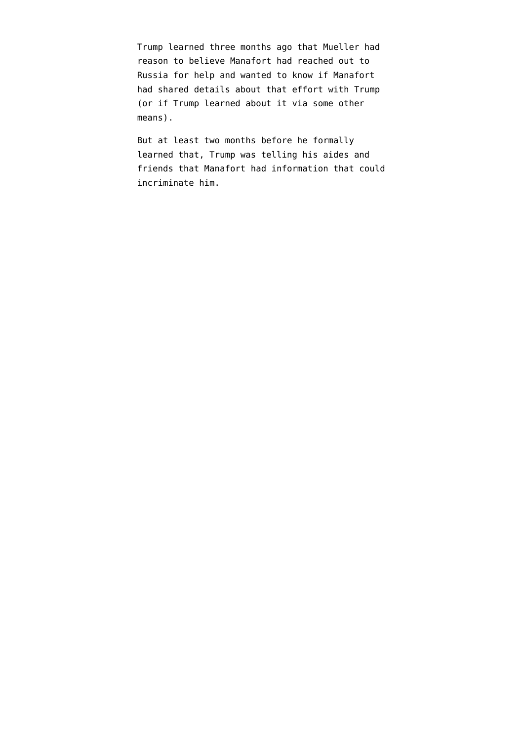Trump learned three months ago that Mueller had reason to believe Manafort had reached out to Russia for help and wanted to know if Manafort had shared details about that effort with Trump (or if Trump learned about it via some other means).

But at least two months before he formally learned that, Trump was telling his aides and friends that Manafort had information that could incriminate him.